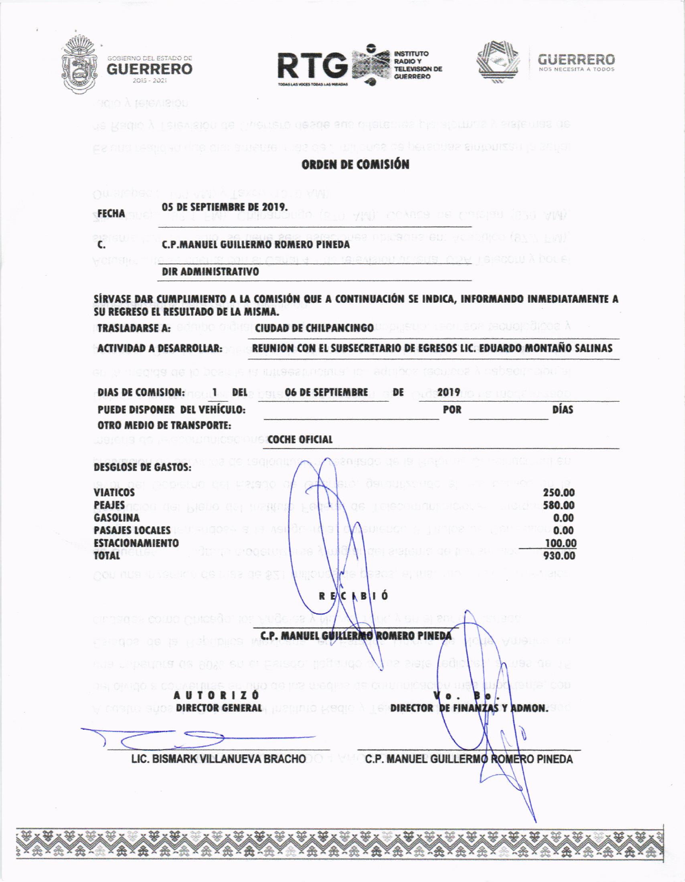GOBIERNO DEL ESTADO DE GUERRERO 2015 - 2021

RTG INSTITUTO RADIO Y TELEVISION DE GUERRERO — TODAS LAS VOCES TODAS LAS MIRADAS

GUERRERO NOS NECESITA A TODOS

## ORDEN DE COMISIÓN

**FECHA** 05 DE SEPTIEMBRE DE 2019.

**C.** C.P.MANUEL GUILLERMO ROMERO PINEDA

DIR ADMINISTRATIVO

**SÍRVASE DAR CUMPLIMIENTO A LA COMISIÓN QUE A CONTINUACIÓN SE INDICA, INFORMANDO INMEDIATAMENTE A SU REGRESO EL RESULTADO DE LA MISMA.**

**TRASLADARSE A:** CIUDAD DE CHILPANCINGO

**ACTIVIDAD A DESARROLLAR:** REUNION CON EL SUBSECRETARIO DE EGRESOS LIC. EDUARDO MONTAÑO SALINAS

**DIAS DE COMISION:** 1 **DEL** 06 DE SEPTIEMBRE **DE** 2019

**PUEDE DISPONER DEL VEHÍCULO:** ________ **POR** ________ **DÍAS**

**OTRO MEDIO DE TRANSPORTE:** COCHE OFICIAL

**DESGLOSE DE GASTOS:**

| | |
|---|---|
| VIATICOS | 250.00 |
| PEAJES | 580.00 |
| GASOLINA | 0.00 |
| PASAJES LOCALES | 0.00 |
| ESTACIONAMIENTO | 100.00 |
| TOTAL | 930.00 |

**RECIBIÓ**

C.P. MANUEL GUILLERMO ROMERO PINEDA

| AUTORIZÓ | Vo. Bo. |
|---|---|
| DIRECTOR GENERAL | DIRECTOR DE FINANZAS Y ADMON. |
| LIC. BISMARK VILLANUEVA BRACHO | C.P. MANUEL GUILLERMO ROMERO PINEDA |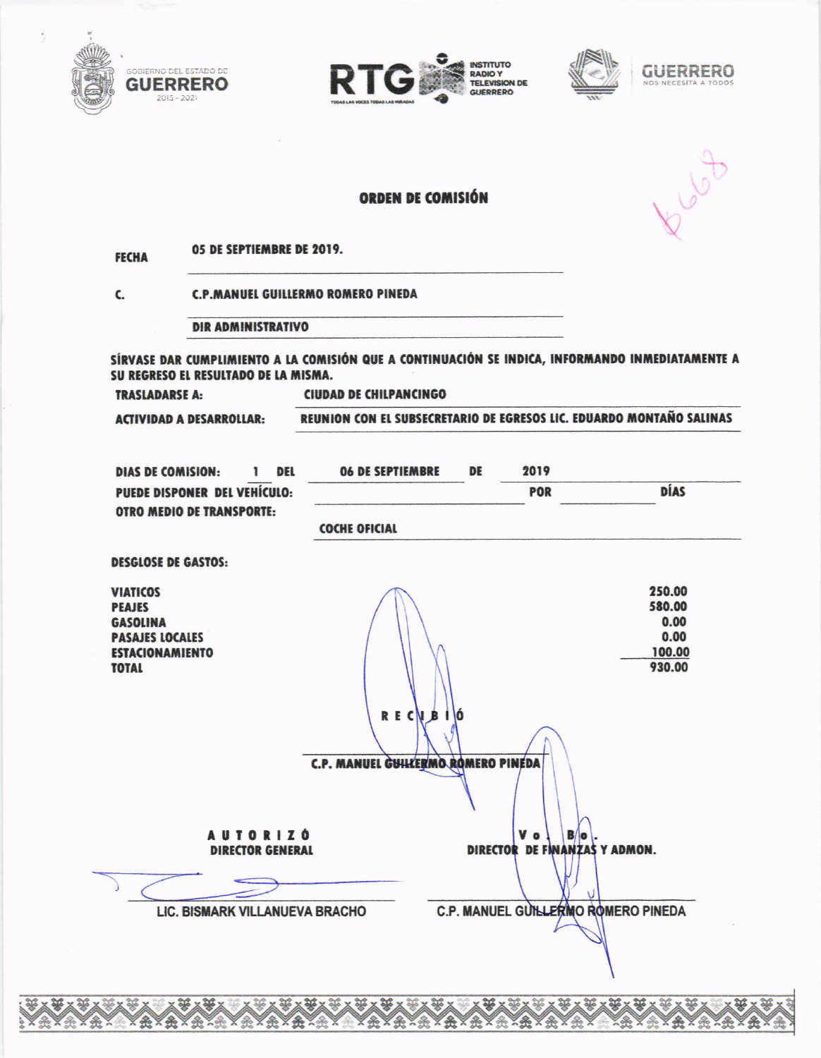GOBIERNO DEL ESTADO DE GUERRERO 2015 - 2021

RTG INSTITUTO RADIO Y TELEVISION DE GUERRERO

TODAS LAS VOCES TODAS LAS MIRADAS

GUERRERO NOS NECESITA A TODOS

6668

# ORDEN DE COMISIÓN

**FECHA** 05 DE SEPTIEMBRE DE 2019.

**C.** C.P.MANUEL GUILLERMO ROMERO PINEDA

DIR ADMINISTRATIVO

**SÍRVASE DAR CUMPLIMIENTO A LA COMISIÓN QUE A CONTINUACIÓN SE INDICA, INFORMANDO INMEDIATAMENTE A SU REGRESO EL RESULTADO DE LA MISMA.**

**TRASLADARSE A:** CIUDAD DE CHILPANCINGO

**ACTIVIDAD A DESARROLLAR:** REUNION CON EL SUBSECRETARIO DE EGRESOS LIC. EDUARDO MONTAÑO SALINAS

**DIAS DE COMISION:** 1 **DEL** 06 DE SEPTIEMBRE **DE** 2019

**PUEDE DISPONER DEL VEHÍCULO:** ______ **POR** ______ **DÍAS**

**OTRO MEDIO DE TRANSPORTE:** COCHE OFICIAL

**DESGLOSE DE GASTOS:**

| | |
|---|---|
| VIATICOS | 250.00 |
| PEAJES | 580.00 |
| GASOLINA | 0.00 |
| PASAJES LOCALES | 0.00 |
| ESTACIONAMIENTO | 100.00 |
| TOTAL | 930.00 |

**R E C I B I Ó**

**C.P. MANUEL GUILLERMO ROMERO PINEDA**

**A U T O R I Z Ó**
**DIRECTOR GENERAL**

LIC. BISMARK VILLANUEVA BRACHO

**Vo. Bo.**
**DIRECTOR DE FINANZAS Y ADMON.**

C.P. MANUEL GUILLERMO ROMERO PINEDA